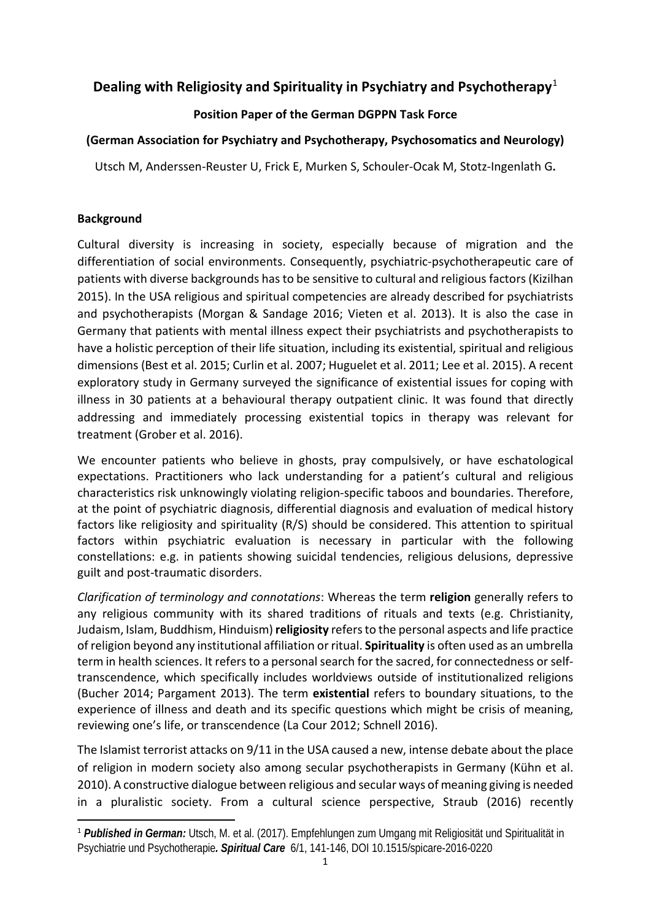# Dealing with Religiosity and Spirituality in Psychiatry and Psychotherapy[1]

### Position Paper of the German DGPPN Task Force

### (German Association for Psychiatry and Psychotherapy, Psychosomatics and Neurology)

Utsch M, Anderssen-Reuster U, Frick E, Murken S, Schouler-Ocak M, Stotz-Ingenlath G**.**

## Background

Cultural diversity is increasing in society, especially because of migration and the differentiation of social environments. Consequently, psychiatric-psychotherapeutic care of patients with diverse backgrounds has to be sensitive to cultural and religious factors (Kizilhan 2015). In the USA religious and spiritual competencies are already described for psychiatrists and psychotherapists (Morgan & Sandage 2016; Vieten et al. 2013). It is also the case in Germany that patients with mental illness expect their psychiatrists and psychotherapists to have a holistic perception of their life situation, including its existential, spiritual and religious dimensions (Best et al. 2015; Curlin et al. 2007; Huguelet et al. 2011; Lee et al. 2015). A recent exploratory study in Germany surveyed the significance of existential issues for coping with illness in 30 patients at a behavioural therapy outpatient clinic. It was found that directly addressing and immediately processing existential topics in therapy was relevant for treatment (Grober et al. 2016).

We encounter patients who believe in ghosts, pray compulsively, or have eschatological expectations. Practitioners who lack understanding for a patient's cultural and religious characteristics risk unknowingly violating religion-specific taboos and boundaries. Therefore, at the point of psychiatric diagnosis, differential diagnosis and evaluation of medical history factors like religiosity and spirituality (R/S) should be considered. This attention to spiritual factors within psychiatric evaluation is necessary in particular with the following constellations: e.g. in patients showing suicidal tendencies, religious delusions, depressive guilt and post-traumatic disorders.

*Clarification of terminology and connotations*: Whereas the term **religion** generally refers to any religious community with its shared traditions of rituals and texts (e.g. Christianity, Judaism, Islam, Buddhism, Hinduism) **religiosity** refers to the personal aspects and life practice of religion beyond any institutional affiliation or ritual. **Spirituality** is often used as an umbrella term in health sciences. It refers to a personal search for the sacred, for connectedness or self-transcendence, which specifically includes worldviews outside of institutionalized religions (Bucher 2014; Pargament 2013). The term **existential** refers to boundary situations, to the experience of illness and death and its specific questions which might be crisis of meaning, reviewing one's life, or transcendence (La Cour 2012; Schnell 2016).

The Islamist terrorist attacks on 9/11 in the USA caused a new, intense debate about the place of religion in modern society also among secular psychotherapists in Germany (Kühn et al. 2010). A constructive dialogue between religious and secular ways of meaning giving is needed in a pluralistic society. From a cultural science perspective, Straub (2016) recently

---

[1] ***Published in German:*** Utsch, M. et al. (2017). Empfehlungen zum Umgang mit Religiosität und Spiritualität in Psychiatrie und Psychotherapie***. Spiritual Care*** 6/1, 141-146, DOI 10.1515/spicare-2016-0220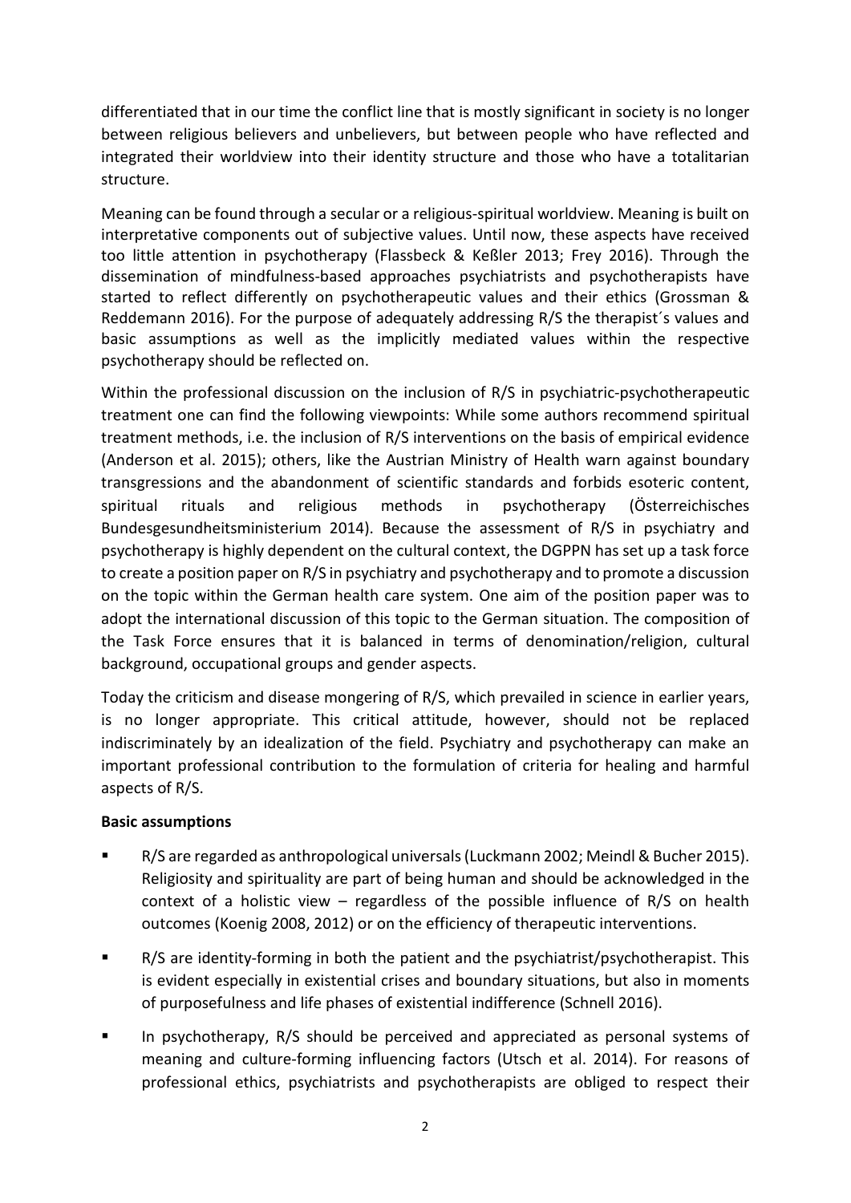differentiated that in our time the conflict line that is mostly significant in society is no longer between religious believers and unbelievers, but between people who have reflected and integrated their worldview into their identity structure and those who have a totalitarian structure.

Meaning can be found through a secular or a religious-spiritual worldview. Meaning is built on interpretative components out of subjective values. Until now, these aspects have received too little attention in psychotherapy (Flassbeck & Keßler 2013; Frey 2016). Through the dissemination of mindfulness-based approaches psychiatrists and psychotherapists have started to reflect differently on psychotherapeutic values and their ethics (Grossman & Reddemann 2016). For the purpose of adequately addressing R/S the therapist´s values and basic assumptions as well as the implicitly mediated values within the respective psychotherapy should be reflected on.

Within the professional discussion on the inclusion of R/S in psychiatric-psychotherapeutic treatment one can find the following viewpoints: While some authors recommend spiritual treatment methods, i.e. the inclusion of R/S interventions on the basis of empirical evidence (Anderson et al. 2015); others, like the Austrian Ministry of Health warn against boundary transgressions and the abandonment of scientific standards and forbids esoteric content, spiritual rituals and religious methods in psychotherapy (Österreichisches Bundesgesundheitsministerium 2014). Because the assessment of R/S in psychiatry and psychotherapy is highly dependent on the cultural context, the DGPPN has set up a task force to create a position paper on R/S in psychiatry and psychotherapy and to promote a discussion on the topic within the German health care system. One aim of the position paper was to adopt the international discussion of this topic to the German situation. The composition of the Task Force ensures that it is balanced in terms of denomination/religion, cultural background, occupational groups and gender aspects.

Today the criticism and disease mongering of R/S, which prevailed in science in earlier years, is no longer appropriate. This critical attitude, however, should not be replaced indiscriminately by an idealization of the field. Psychiatry and psychotherapy can make an important professional contribution to the formulation of criteria for healing and harmful aspects of R/S.

**Basic assumptions**

- R/S are regarded as anthropological universals (Luckmann 2002; Meindl & Bucher 2015). Religiosity and spirituality are part of being human and should be acknowledged in the context of a holistic view – regardless of the possible influence of R/S on health outcomes (Koenig 2008, 2012) or on the efficiency of therapeutic interventions.
- R/S are identity-forming in both the patient and the psychiatrist/psychotherapist. This is evident especially in existential crises and boundary situations, but also in moments of purposefulness and life phases of existential indifference (Schnell 2016).
- In psychotherapy, R/S should be perceived and appreciated as personal systems of meaning and culture-forming influencing factors (Utsch et al. 2014). For reasons of professional ethics, psychiatrists and psychotherapists are obliged to respect their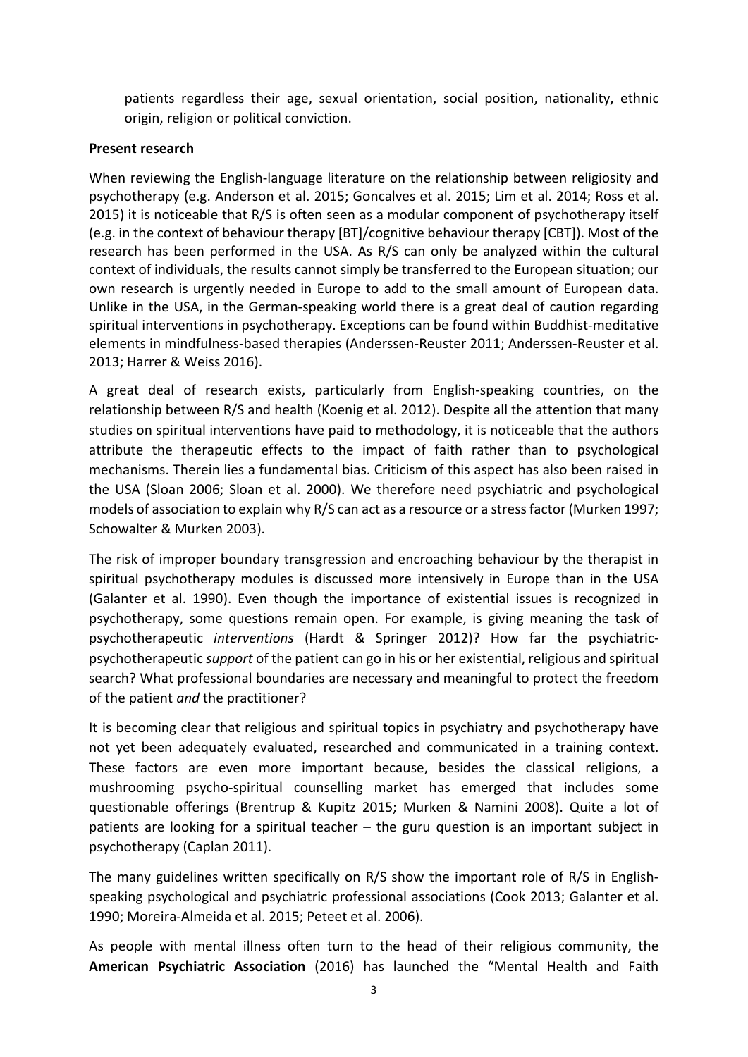patients regardless their age, sexual orientation, social position, nationality, ethnic origin, religion or political conviction.

**Present research**

When reviewing the English-language literature on the relationship between religiosity and psychotherapy (e.g. Anderson et al. 2015; Goncalves et al. 2015; Lim et al. 2014; Ross et al. 2015) it is noticeable that R/S is often seen as a modular component of psychotherapy itself (e.g. in the context of behaviour therapy [BT]/cognitive behaviour therapy [CBT]). Most of the research has been performed in the USA. As R/S can only be analyzed within the cultural context of individuals, the results cannot simply be transferred to the European situation; our own research is urgently needed in Europe to add to the small amount of European data. Unlike in the USA, in the German-speaking world there is a great deal of caution regarding spiritual interventions in psychotherapy. Exceptions can be found within Buddhist-meditative elements in mindfulness-based therapies (Anderssen-Reuster 2011; Anderssen-Reuster et al. 2013; Harrer & Weiss 2016).

A great deal of research exists, particularly from English-speaking countries, on the relationship between R/S and health (Koenig et al. 2012). Despite all the attention that many studies on spiritual interventions have paid to methodology, it is noticeable that the authors attribute the therapeutic effects to the impact of faith rather than to psychological mechanisms. Therein lies a fundamental bias. Criticism of this aspect has also been raised in the USA (Sloan 2006; Sloan et al. 2000). We therefore need psychiatric and psychological models of association to explain why R/S can act as a resource or a stress factor (Murken 1997; Schowalter & Murken 2003).

The risk of improper boundary transgression and encroaching behaviour by the therapist in spiritual psychotherapy modules is discussed more intensively in Europe than in the USA (Galanter et al. 1990). Even though the importance of existential issues is recognized in psychotherapy, some questions remain open. For example, is giving meaning the task of psychotherapeutic *interventions* (Hardt & Springer 2012)? How far the psychiatric-psychotherapeutic *support* of the patient can go in his or her existential, religious and spiritual search? What professional boundaries are necessary and meaningful to protect the freedom of the patient *and* the practitioner?

It is becoming clear that religious and spiritual topics in psychiatry and psychotherapy have not yet been adequately evaluated, researched and communicated in a training context. These factors are even more important because, besides the classical religions, a mushrooming psycho-spiritual counselling market has emerged that includes some questionable offerings (Brentrup & Kupitz 2015; Murken & Namini 2008). Quite a lot of patients are looking for a spiritual teacher – the guru question is an important subject in psychotherapy (Caplan 2011).

The many guidelines written specifically on R/S show the important role of R/S in English-speaking psychological and psychiatric professional associations (Cook 2013; Galanter et al. 1990; Moreira-Almeida et al. 2015; Peteet et al. 2006).

As people with mental illness often turn to the head of their religious community, the **American Psychiatric Association** (2016) has launched the "Mental Health and Faith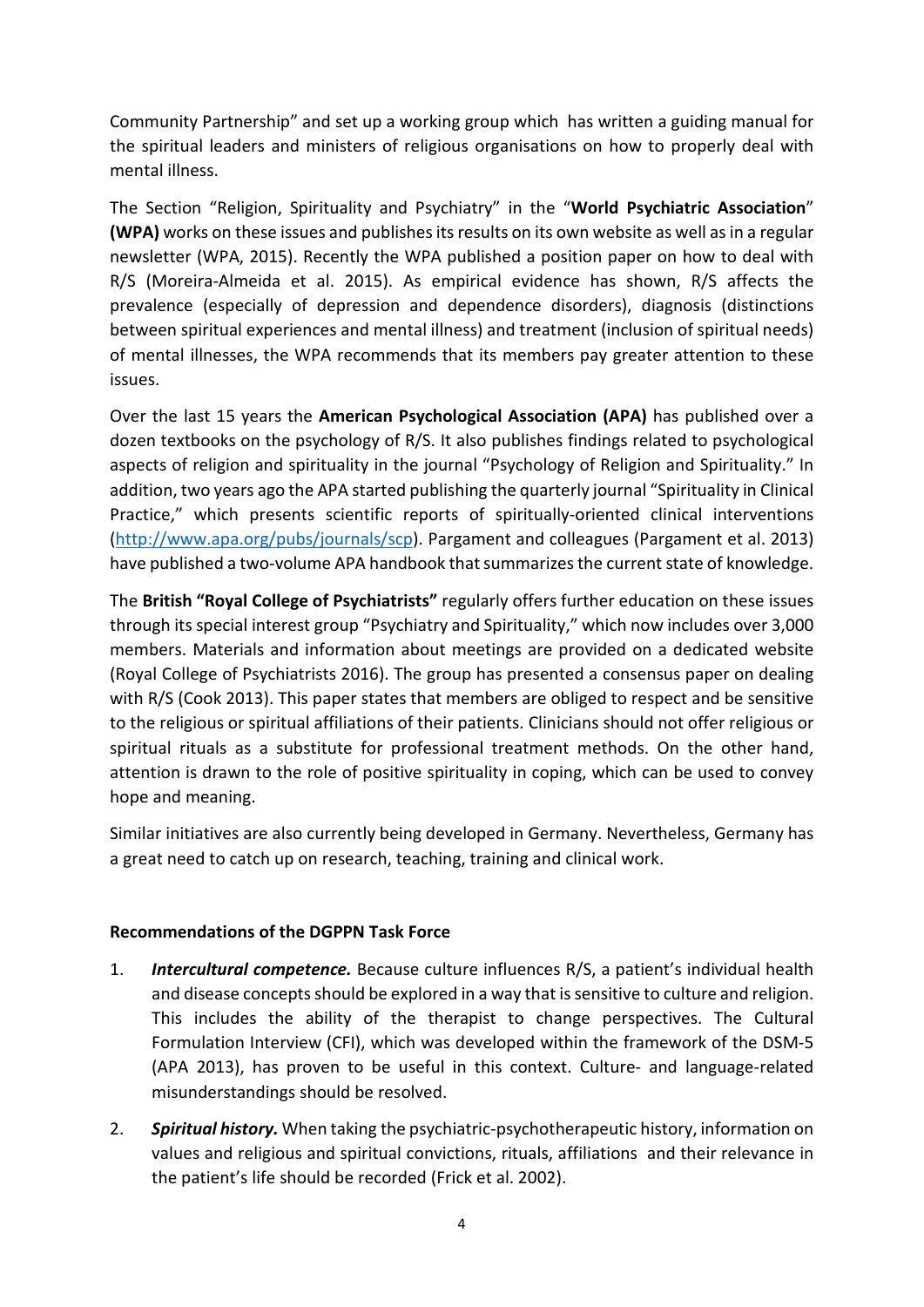Community Partnership" and set up a working group which has written a guiding manual for the spiritual leaders and ministers of religious organisations on how to properly deal with mental illness.

The Section "Religion, Spirituality and Psychiatry" in the "**World Psychiatric Association**" **(WPA)** works on these issues and publishes its results on its own website as well as in a regular newsletter (WPA, 2015). Recently the WPA published a position paper on how to deal with R/S (Moreira-Almeida et al. 2015). As empirical evidence has shown, R/S affects the prevalence (especially of depression and dependence disorders), diagnosis (distinctions between spiritual experiences and mental illness) and treatment (inclusion of spiritual needs) of mental illnesses, the WPA recommends that its members pay greater attention to these issues.

Over the last 15 years the **American Psychological Association (APA)** has published over a dozen textbooks on the psychology of R/S. It also publishes findings related to psychological aspects of religion and spirituality in the journal "Psychology of Religion and Spirituality." In addition, two years ago the APA started publishing the quarterly journal "Spirituality in Clinical Practice," which presents scientific reports of spiritually-oriented clinical interventions (http://www.apa.org/pubs/journals/scp). Pargament and colleagues (Pargament et al. 2013) have published a two-volume APA handbook that summarizes the current state of knowledge.

The British **"Royal College of Psychiatrists"** regularly offers further education on these issues through its special interest group "Psychiatry and Spirituality," which now includes over 3,000 members. Materials and information about meetings are provided on a dedicated website (Royal College of Psychiatrists 2016). The group has presented a consensus paper on dealing with R/S (Cook 2013). This paper states that members are obliged to respect and be sensitive to the religious or spiritual affiliations of their patients. Clinicians should not offer religious or spiritual rituals as a substitute for professional treatment methods. On the other hand, attention is drawn to the role of positive spirituality in coping, which can be used to convey hope and meaning.

Similar initiatives are also currently being developed in Germany. Nevertheless, Germany has a great need to catch up on research, teaching, training and clinical work.

### Recommendations of the DGPPN Task Force

1. ***Intercultural competence.*** Because culture influences R/S, a patient's individual health and disease concepts should be explored in a way that is sensitive to culture and religion. This includes the ability of the therapist to change perspectives. The Cultural Formulation Interview (CFI), which was developed within the framework of the DSM-5 (APA 2013), has proven to be useful in this context. Culture- and language-related misunderstandings should be resolved.
2. ***Spiritual history.*** When taking the psychiatric-psychotherapeutic history, information on values and religious and spiritual convictions, rituals, affiliations and their relevance in the patient's life should be recorded (Frick et al. 2002).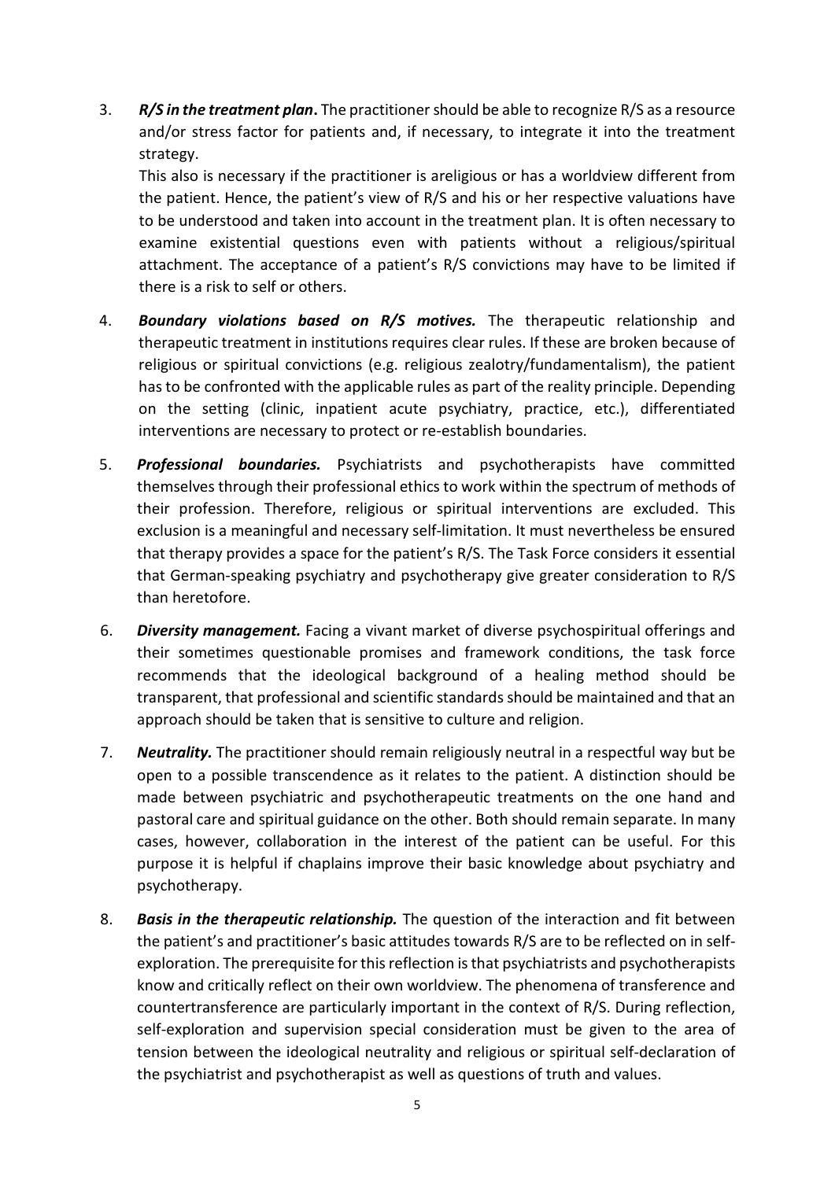3. ***R/S in the treatment plan*.** The practitioner should be able to recognize R/S as a resource and/or stress factor for patients and, if necessary, to integrate it into the treatment strategy.
   This also is necessary if the practitioner is areligious or has a worldview different from the patient. Hence, the patient's view of R/S and his or her respective valuations have to be understood and taken into account in the treatment plan. It is often necessary to examine existential questions even with patients without a religious/spiritual attachment. The acceptance of a patient's R/S convictions may have to be limited if there is a risk to self or others.

4. ***Boundary violations based on R/S motives.*** The therapeutic relationship and therapeutic treatment in institutions requires clear rules. If these are broken because of religious or spiritual convictions (e.g. religious zealotry/fundamentalism), the patient has to be confronted with the applicable rules as part of the reality principle. Depending on the setting (clinic, inpatient acute psychiatry, practice, etc.), differentiated interventions are necessary to protect or re-establish boundaries.

5. ***Professional boundaries.*** Psychiatrists and psychotherapists have committed themselves through their professional ethics to work within the spectrum of methods of their profession. Therefore, religious or spiritual interventions are excluded. This exclusion is a meaningful and necessary self-limitation. It must nevertheless be ensured that therapy provides a space for the patient's R/S. The Task Force considers it essential that German-speaking psychiatry and psychotherapy give greater consideration to R/S than heretofore.

6. ***Diversity management.*** Facing a vivant market of diverse psychospiritual offerings and their sometimes questionable promises and framework conditions, the task force recommends that the ideological background of a healing method should be transparent, that professional and scientific standards should be maintained and that an approach should be taken that is sensitive to culture and religion.

7. ***Neutrality.*** The practitioner should remain religiously neutral in a respectful way but be open to a possible transcendence as it relates to the patient. A distinction should be made between psychiatric and psychotherapeutic treatments on the one hand and pastoral care and spiritual guidance on the other. Both should remain separate. In many cases, however, collaboration in the interest of the patient can be useful. For this purpose it is helpful if chaplains improve their basic knowledge about psychiatry and psychotherapy.

8. ***Basis in the therapeutic relationship.*** The question of the interaction and fit between the patient's and practitioner's basic attitudes towards R/S are to be reflected on in self-exploration. The prerequisite for this reflection is that psychiatrists and psychotherapists know and critically reflect on their own worldview. The phenomena of transference and countertransference are particularly important in the context of R/S. During reflection, self-exploration and supervision special consideration must be given to the area of tension between the ideological neutrality and religious or spiritual self-declaration of the psychiatrist and psychotherapist as well as questions of truth and values.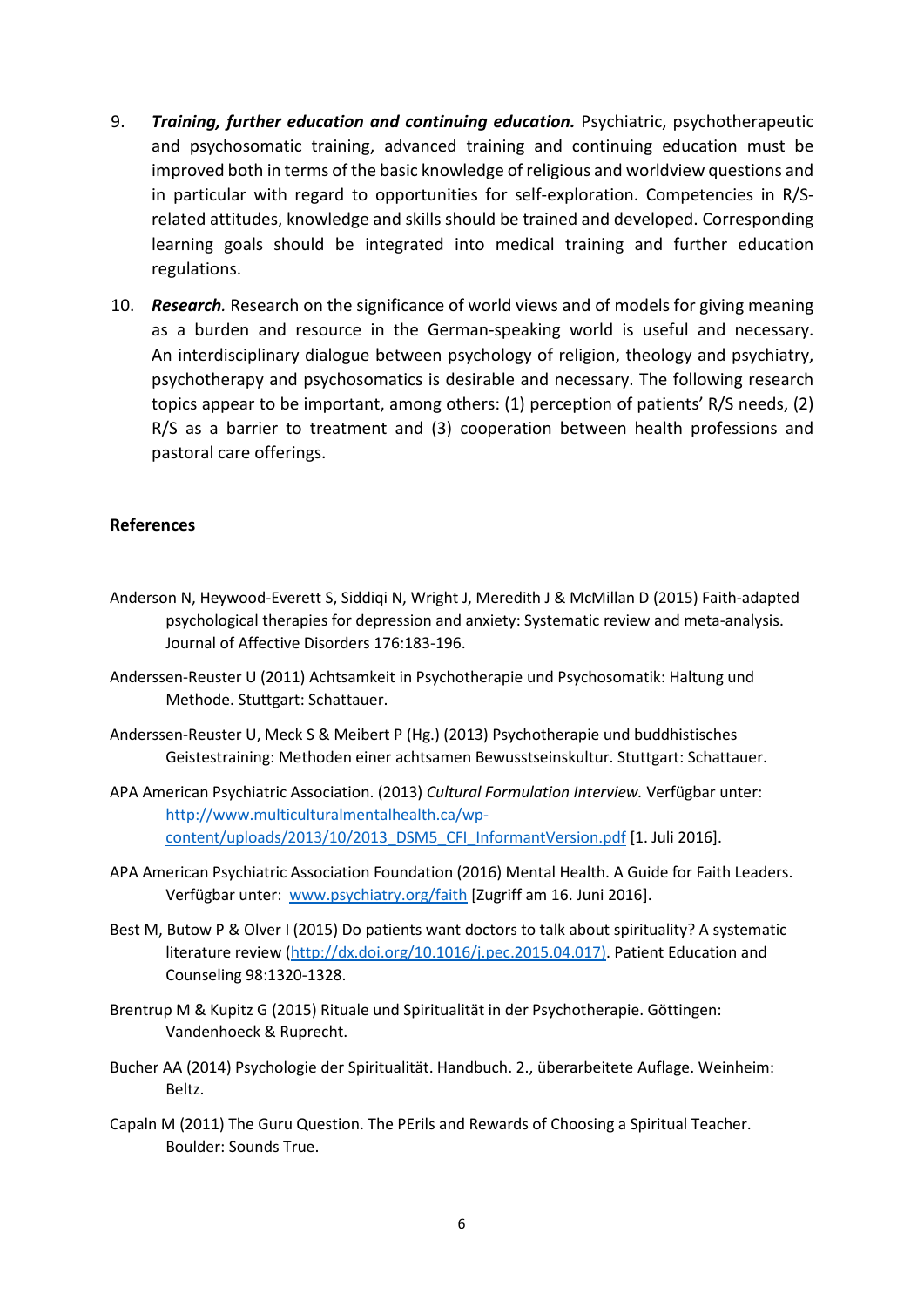9. ***Training, further education and continuing education.*** Psychiatric, psychotherapeutic and psychosomatic training, advanced training and continuing education must be improved both in terms of the basic knowledge of religious and worldview questions and in particular with regard to opportunities for self-exploration. Competencies in R/S-related attitudes, knowledge and skills should be trained and developed. Corresponding learning goals should be integrated into medical training and further education regulations.

10. ***Research.*** Research on the significance of world views and of models for giving meaning as a burden and resource in the German-speaking world is useful and necessary. An interdisciplinary dialogue between psychology of religion, theology and psychiatry, psychotherapy and psychosomatics is desirable and necessary. The following research topics appear to be important, among others: (1) perception of patients' R/S needs, (2) R/S as a barrier to treatment and (3) cooperation between health professions and pastoral care offerings.

**References**

Anderson N, Heywood-Everett S, Siddiqi N, Wright J, Meredith J & McMillan D (2015) Faith-adapted psychological therapies for depression and anxiety: Systematic review and meta-analysis. Journal of Affective Disorders 176:183-196.

Anderssen-Reuster U (2011) Achtsamkeit in Psychotherapie und Psychosomatik: Haltung und Methode. Stuttgart: Schattauer.

Anderssen-Reuster U, Meck S & Meibert P (Hg.) (2013) Psychotherapie und buddhistisches Geistestraining: Methoden einer achtsamen Bewusstseinskultur. Stuttgart: Schattauer.

APA American Psychiatric Association. (2013) *Cultural Formulation Interview.* Verfügbar unter: http://www.multiculturalmentalhealth.ca/wp-content/uploads/2013/10/2013_DSM5_CFI_InformantVersion.pdf [1. Juli 2016].

APA American Psychiatric Association Foundation (2016) Mental Health. A Guide for Faith Leaders. Verfügbar unter: www.psychiatry.org/faith [Zugriff am 16. Juni 2016].

Best M, Butow P & Olver I (2015) Do patients want doctors to talk about spirituality? A systematic literature review (http://dx.doi.org/10.1016/j.pec.2015.04.017). Patient Education and Counseling 98:1320-1328.

Brentrup M & Kupitz G (2015) Rituale und Spiritualität in der Psychotherapie. Göttingen: Vandenhoeck & Ruprecht.

Bucher AA (2014) Psychologie der Spiritualität. Handbuch. 2., überarbeitete Auflage. Weinheim: Beltz.

Capaln M (2011) The Guru Question. The PErils and Rewards of Choosing a Spiritual Teacher. Boulder: Sounds True.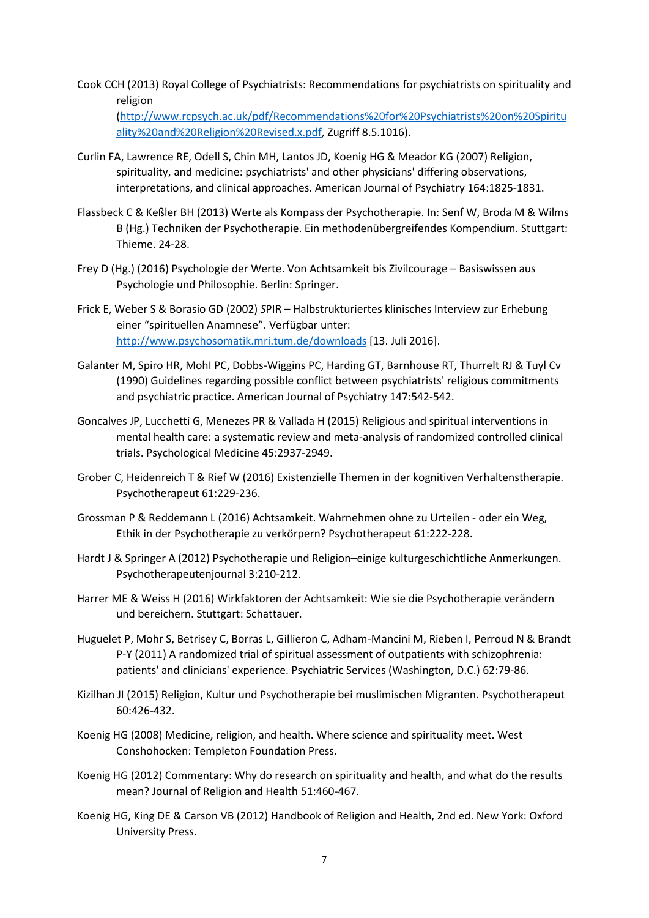Cook CCH (2013) Royal College of Psychiatrists: Recommendations for psychiatrists on spirituality and religion (http://www.rcpsych.ac.uk/pdf/Recommendations%20for%20Psychiatrists%20on%20Spirituality%20and%20Religion%20Revised.x.pdf, Zugriff 8.5.1016).

Curlin FA, Lawrence RE, Odell S, Chin MH, Lantos JD, Koenig HG & Meador KG (2007) Religion, spirituality, and medicine: psychiatrists' and other physicians' differing observations, interpretations, and clinical approaches. American Journal of Psychiatry 164:1825-1831.

Flassbeck C & Keßler BH (2013) Werte als Kompass der Psychotherapie. In: Senf W, Broda M & Wilms B (Hg.) Techniken der Psychotherapie. Ein methodenübergreifendes Kompendium. Stuttgart: Thieme. 24-28.

Frey D (Hg.) (2016) Psychologie der Werte. Von Achtsamkeit bis Zivilcourage – Basiswissen aus Psychologie und Philosophie. Berlin: Springer.

Frick E, Weber S & Borasio GD (2002) SPIR – Halbstrukturiertes klinisches Interview zur Erhebung einer "spirituellen Anamnese". Verfügbar unter: http://www.psychosomatik.mri.tum.de/downloads [13. Juli 2016].

Galanter M, Spiro HR, Mohl PC, Dobbs-Wiggins PC, Harding GT, Barnhouse RT, Thurrelt RJ & Tuyl Cv (1990) Guidelines regarding possible conflict between psychiatrists' religious commitments and psychiatric practice. American Journal of Psychiatry 147:542-542.

Goncalves JP, Lucchetti G, Menezes PR & Vallada H (2015) Religious and spiritual interventions in mental health care: a systematic review and meta-analysis of randomized controlled clinical trials. Psychological Medicine 45:2937-2949.

Grober C, Heidenreich T & Rief W (2016) Existenzielle Themen in der kognitiven Verhaltenstherapie. Psychotherapeut 61:229-236.

Grossman P & Reddemann L (2016) Achtsamkeit. Wahrnehmen ohne zu Urteilen - oder ein Weg, Ethik in der Psychotherapie zu verkörpern? Psychotherapeut 61:222-228.

Hardt J & Springer A (2012) Psychotherapie und Religion–einige kulturgeschichtliche Anmerkungen. Psychotherapeutenjournal 3:210-212.

Harrer ME & Weiss H (2016) Wirkfaktoren der Achtsamkeit: Wie sie die Psychotherapie verändern und bereichern. Stuttgart: Schattauer.

Huguelet P, Mohr S, Betrisey C, Borras L, Gillieron C, Adham-Mancini M, Rieben I, Perroud N & Brandt P-Y (2011) A randomized trial of spiritual assessment of outpatients with schizophrenia: patients' and clinicians' experience. Psychiatric Services (Washington, D.C.) 62:79-86.

Kizilhan JI (2015) Religion, Kultur und Psychotherapie bei muslimischen Migranten. Psychotherapeut 60:426-432.

Koenig HG (2008) Medicine, religion, and health. Where science and spirituality meet. West Conshohocken: Templeton Foundation Press.

Koenig HG (2012) Commentary: Why do research on spirituality and health, and what do the results mean? Journal of Religion and Health 51:460-467.

Koenig HG, King DE & Carson VB (2012) Handbook of Religion and Health, 2nd ed. New York: Oxford University Press.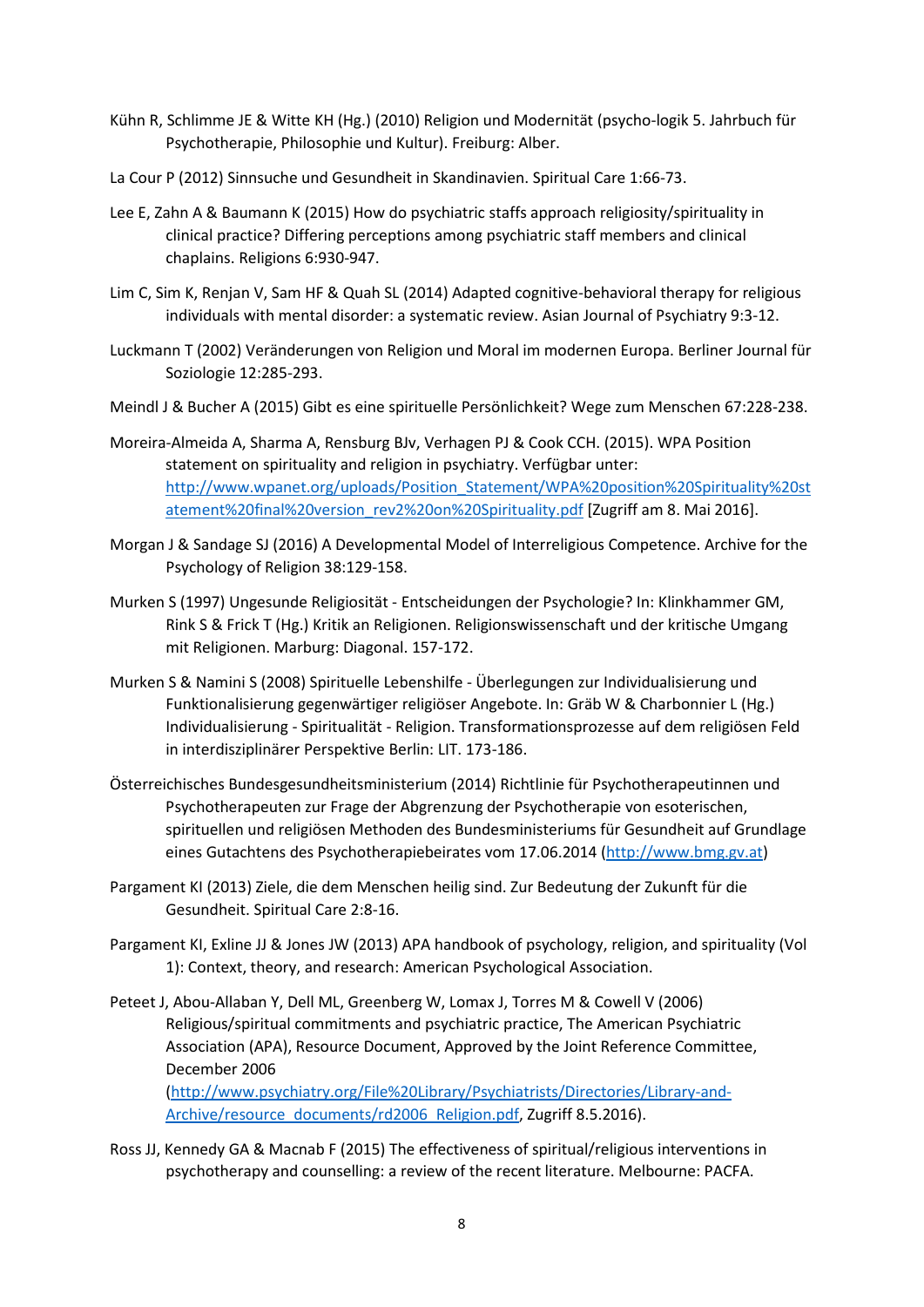Kühn R, Schlimme JE & Witte KH (Hg.) (2010) Religion und Modernität (psycho-logik 5. Jahrbuch für Psychotherapie, Philosophie und Kultur). Freiburg: Alber.

La Cour P (2012) Sinnsuche und Gesundheit in Skandinavien. Spiritual Care 1:66-73.

Lee E, Zahn A & Baumann K (2015) How do psychiatric staffs approach religiosity/spirituality in clinical practice? Differing perceptions among psychiatric staff members and clinical chaplains. Religions 6:930-947.

Lim C, Sim K, Renjan V, Sam HF & Quah SL (2014) Adapted cognitive-behavioral therapy for religious individuals with mental disorder: a systematic review. Asian Journal of Psychiatry 9:3-12.

Luckmann T (2002) Veränderungen von Religion und Moral im modernen Europa. Berliner Journal für Soziologie 12:285-293.

Meindl J & Bucher A (2015) Gibt es eine spirituelle Persönlichkeit? Wege zum Menschen 67:228-238.

Moreira-Almeida A, Sharma A, Rensburg BJv, Verhagen PJ & Cook CCH. (2015). WPA Position statement on spirituality and religion in psychiatry. Verfügbar unter: http://www.wpanet.org/uploads/Position_Statement/WPA%20position%20Spirituality%20statement%20final%20version_rev2%20on%20Spirituality.pdf [Zugriff am 8. Mai 2016].

Morgan J & Sandage SJ (2016) A Developmental Model of Interreligious Competence. Archive for the Psychology of Religion 38:129-158.

Murken S (1997) Ungesunde Religiosität - Entscheidungen der Psychologie? In: Klinkhammer GM, Rink S & Frick T (Hg.) Kritik an Religionen. Religionswissenschaft und der kritische Umgang mit Religionen. Marburg: Diagonal. 157-172.

Murken S & Namini S (2008) Spirituelle Lebenshilfe - Überlegungen zur Individualisierung und Funktionalisierung gegenwärtiger religiöser Angebote. In: Gräb W & Charbonnier L (Hg.) Individualisierung - Spiritualität - Religion. Transformationsprozesse auf dem religiösen Feld in interdisziplinärer Perspektive Berlin: LIT. 173-186.

Österreichisches Bundesgesundheitsministerium (2014) Richtlinie für Psychotherapeutinnen und Psychotherapeuten zur Frage der Abgrenzung der Psychotherapie von esoterischen, spirituellen und religiösen Methoden des Bundesministeriums für Gesundheit auf Grundlage eines Gutachtens des Psychotherapiebeirates vom 17.06.2014 (http://www.bmg.gv.at)

Pargament KI (2013) Ziele, die dem Menschen heilig sind. Zur Bedeutung der Zukunft für die Gesundheit. Spiritual Care 2:8-16.

Pargament KI, Exline JJ & Jones JW (2013) APA handbook of psychology, religion, and spirituality (Vol 1): Context, theory, and research: American Psychological Association.

Peteet J, Abou-Allaban Y, Dell ML, Greenberg W, Lomax J, Torres M & Cowell V (2006) Religious/spiritual commitments and psychiatric practice, The American Psychiatric Association (APA), Resource Document, Approved by the Joint Reference Committee, December 2006 (http://www.psychiatry.org/File%20Library/Psychiatrists/Directories/Library-and-Archive/resource_documents/rd2006_Religion.pdf, Zugriff 8.5.2016).

Ross JJ, Kennedy GA & Macnab F (2015) The effectiveness of spiritual/religious interventions in psychotherapy and counselling: a review of the recent literature. Melbourne: PACFA.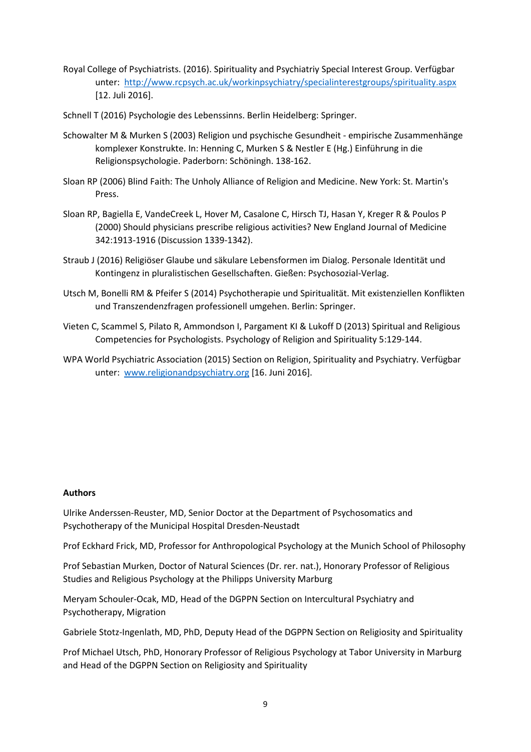Royal College of Psychiatrists. (2016). Spirituality and Psychiatriy Special Interest Group. Verfügbar unter: http://www.rcpsych.ac.uk/workinpsychiatry/specialinterestgroups/spirituality.aspx [12. Juli 2016].

Schnell T (2016) Psychologie des Lebenssinns. Berlin Heidelberg: Springer.

Schowalter M & Murken S (2003) Religion und psychische Gesundheit - empirische Zusammenhänge komplexer Konstrukte. In: Henning C, Murken S & Nestler E (Hg.) Einführung in die Religionspsychologie. Paderborn: Schöningh. 138-162.

Sloan RP (2006) Blind Faith: The Unholy Alliance of Religion and Medicine. New York: St. Martin's Press.

Sloan RP, Bagiella E, VandeCreek L, Hover M, Casalone C, Hirsch TJ, Hasan Y, Kreger R & Poulos P (2000) Should physicians prescribe religious activities? New England Journal of Medicine 342:1913-1916 (Discussion 1339-1342).

Straub J (2016) Religiöser Glaube und säkulare Lebensformen im Dialog. Personale Identität und Kontingenz in pluralistischen Gesellschaften. Gießen: Psychosozial-Verlag.

Utsch M, Bonelli RM & Pfeifer S (2014) Psychotherapie und Spiritualität. Mit existenziellen Konflikten und Transzendenzfragen professionell umgehen. Berlin: Springer.

Vieten C, Scammel S, Pilato R, Ammondson I, Pargament KI & Lukoff D (2013) Spiritual and Religious Competencies for Psychologists. Psychology of Religion and Spirituality 5:129-144.

WPA World Psychiatric Association (2015) Section on Religion, Spirituality and Psychiatry. Verfügbar unter: www.religionandpsychiatry.org [16. Juni 2016].

**Authors**

Ulrike Anderssen-Reuster, MD, Senior Doctor at the Department of Psychosomatics and Psychotherapy of the Municipal Hospital Dresden-Neustadt

Prof Eckhard Frick, MD, Professor for Anthropological Psychology at the Munich School of Philosophy

Prof Sebastian Murken, Doctor of Natural Sciences (Dr. rer. nat.), Honorary Professor of Religious Studies and Religious Psychology at the Philipps University Marburg

Meryam Schouler-Ocak, MD, Head of the DGPPN Section on Intercultural Psychiatry and Psychotherapy, Migration

Gabriele Stotz-Ingenlath, MD, PhD, Deputy Head of the DGPPN Section on Religiosity and Spirituality

Prof Michael Utsch, PhD, Honorary Professor of Religious Psychology at Tabor University in Marburg and Head of the DGPPN Section on Religiosity and Spirituality